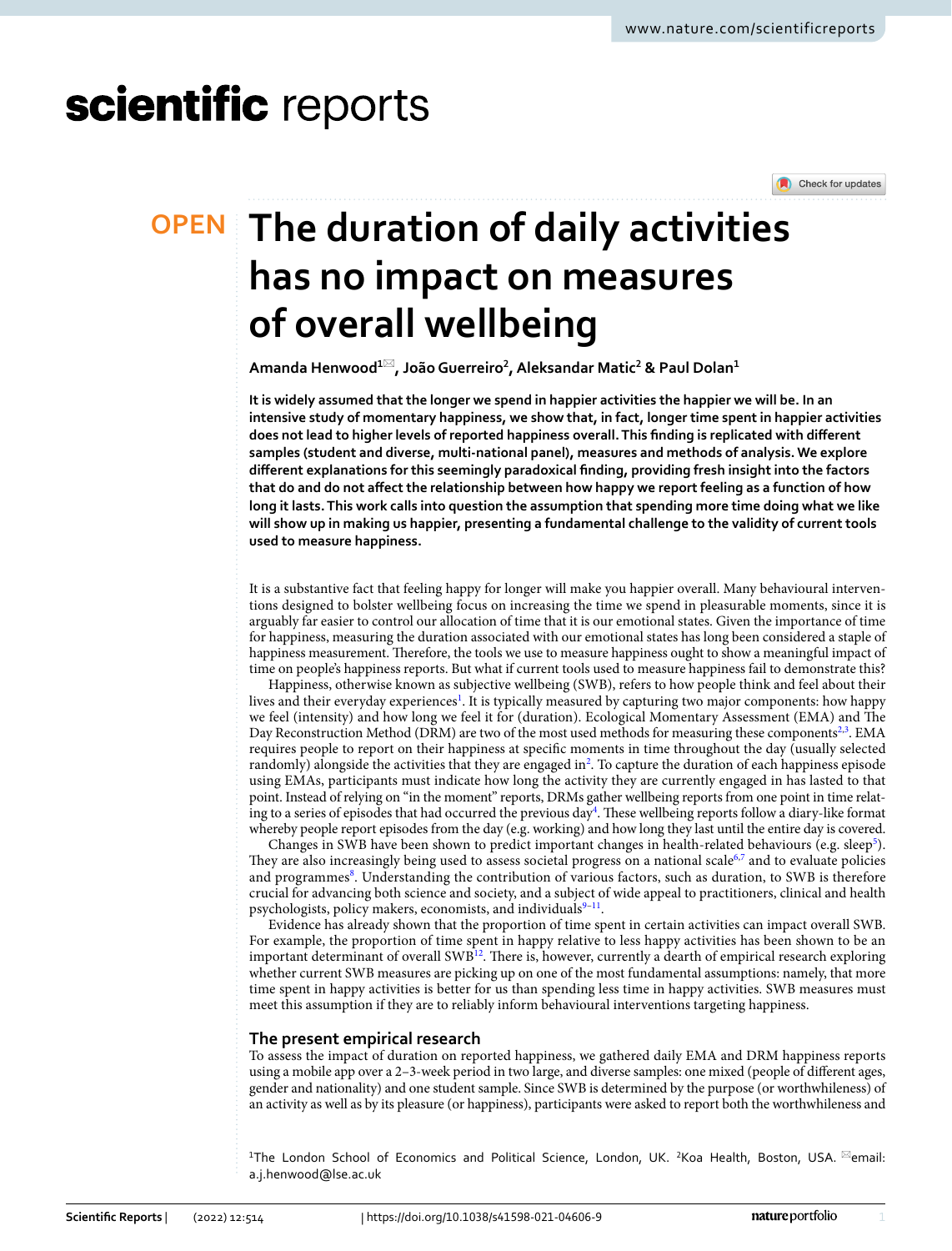# The duration of daily activities has no impact on measures of overall wellbeing

Amanda Henwood[1]✉, João Guerreiro[2], Aleksandar Matic[2] & Paul Dolan[1]

**It is widely assumed that the longer we spend in happier activities the happier we will be. In an intensive study of momentary happiness, we show that, in fact, longer time spent in happier activities does not lead to higher levels of reported happiness overall. This finding is replicated with different samples (student and diverse, multi-national panel), measures and methods of analysis. We explore different explanations for this seemingly paradoxical finding, providing fresh insight into the factors that do and do not affect the relationship between how happy we report feeling as a function of how long it lasts. This work calls into question the assumption that spending more time doing what we like will show up in making us happier, presenting a fundamental challenge to the validity of current tools used to measure happiness.**

It is a substantive fact that feeling happy for longer will make you happier overall. Many behavioural interventions designed to bolster wellbeing focus on increasing the time we spend in pleasurable moments, since it is arguably far easier to control our allocation of time that it is our emotional states. Given the importance of time for happiness, measuring the duration associated with our emotional states has long been considered a staple of happiness measurement. Therefore, the tools we use to measure happiness ought to show a meaningful impact of time on people's happiness reports. But what if current tools used to measure happiness fail to demonstrate this?

Happiness, otherwise known as subjective wellbeing (SWB), refers to how people think and feel about their lives and their everyday experiences[1]. It is typically measured by capturing two major components: how happy we feel (intensity) and how long we feel it for (duration). Ecological Momentary Assessment (EMA) and The Day Reconstruction Method (DRM) are two of the most used methods for measuring these components[2,3]. EMA requires people to report on their happiness at specific moments in time throughout the day (usually selected randomly) alongside the activities that they are engaged in[2]. To capture the duration of each happiness episode using EMAs, participants must indicate how long the activity they are currently engaged in has lasted to that point. Instead of relying on "in the moment" reports, DRMs gather wellbeing reports from one point in time relating to a series of episodes that had occurred the previous day[4]. These wellbeing reports follow a diary-like format whereby people report episodes from the day (e.g. working) and how long they last until the entire day is covered.

Changes in SWB have been shown to predict important changes in health-related behaviours (e.g. sleep[5]). They are also increasingly being used to assess societal progress on a national scale[6,7] and to evaluate policies and programmes[8]. Understanding the contribution of various factors, such as duration, to SWB is therefore crucial for advancing both science and society, and a subject of wide appeal to practitioners, clinical and health psychologists, policy makers, economists, and individuals[9–11].

Evidence has already shown that the proportion of time spent in certain activities can impact overall SWB. For example, the proportion of time spent in happy relative to less happy activities has been shown to be an important determinant of overall SWB[12]. There is, however, currently a dearth of empirical research exploring whether current SWB measures are picking up on one of the most fundamental assumptions: namely, that more time spent in happy activities is better for us than spending less time in happy activities. SWB measures must meet this assumption if they are to reliably inform behavioural interventions targeting happiness.

## The present empirical research

To assess the impact of duration on reported happiness, we gathered daily EMA and DRM happiness reports using a mobile app over a 2–3-week period in two large, and diverse samples: one mixed (people of different ages, gender and nationality) and one student sample. Since SWB is determined by the purpose (or worthwhileness) of an activity as well as by its pleasure (or happiness), participants were asked to report both the worthwhileness and

[1]The London School of Economics and Political Science, London, UK. [2]Koa Health, Boston, USA. ✉email: a.j.henwood@lse.ac.uk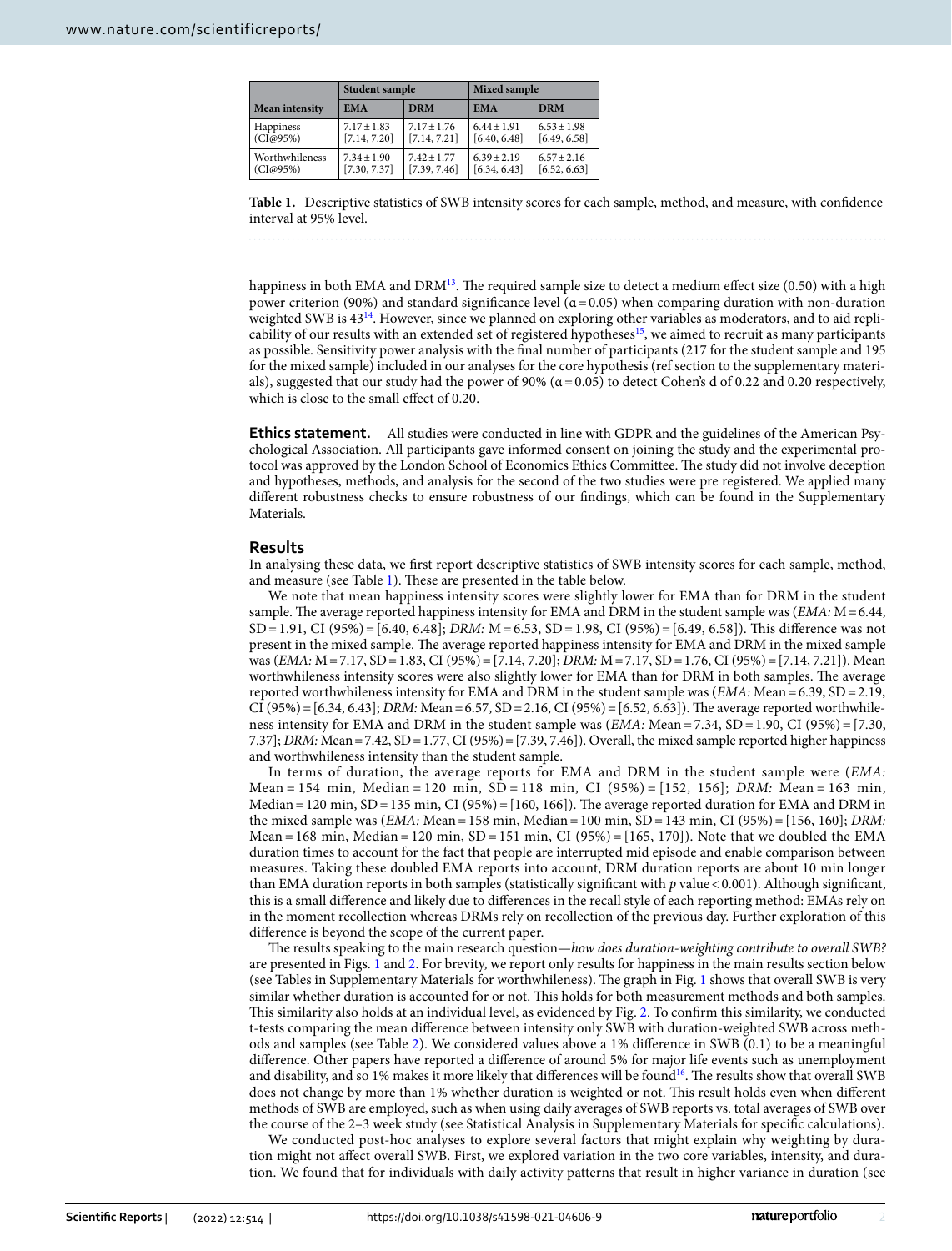| Mean intensity | Student sample | | Mixed sample | |
|---|---|---|---|---|
| | EMA | DRM | EMA | DRM |
| Happiness (CI@95%) | 7.17 ± 1.83 [7.14, 7.20] | 7.17 ± 1.76 [7.14, 7.21] | 6.44 ± 1.91 [6.40, 6.48] | 6.53 ± 1.98 [6.49, 6.58] |
| Worthwhileness (CI@95%) | 7.34 ± 1.90 [7.30, 7.37] | 7.42 ± 1.77 [7.39, 7.46] | 6.39 ± 2.19 [6.34, 6.43] | 6.57 ± 2.16 [6.52, 6.63] |

**Table 1.** Descriptive statistics of SWB intensity scores for each sample, method, and measure, with confidence interval at 95% level.

happiness in both EMA and DRM[13]. The required sample size to detect a medium effect size (0.50) with a high power criterion (90%) and standard significance level (α = 0.05) when comparing duration with non-duration weighted SWB is 43[14]. However, since we planned on exploring other variables as moderators, and to aid replicability of our results with an extended set of registered hypotheses[15], we aimed to recruit as many participants as possible. Sensitivity power analysis with the final number of participants (217 for the student sample and 195 for the mixed sample) included in our analyses for the core hypothesis (ref section to the supplementary materials), suggested that our study had the power of 90% (α = 0.05) to detect Cohen's d of 0.22 and 0.20 respectively, which is close to the small effect of 0.20.

**Ethics statement.** All studies were conducted in line with GDPR and the guidelines of the American Psychological Association. All participants gave informed consent on joining the study and the experimental protocol was approved by the London School of Economics Ethics Committee. The study did not involve deception and hypotheses, methods, and analysis for the second of the two studies were pre registered. We applied many different robustness checks to ensure robustness of our findings, which can be found in the Supplementary Materials.

## Results

In analysing these data, we first report descriptive statistics of SWB intensity scores for each sample, method, and measure (see Table 1). These are presented in the table below.

We note that mean happiness intensity scores were slightly lower for EMA than for DRM in the student sample. The average reported happiness intensity for EMA and DRM in the student sample was (*EMA:* M = 6.44, SD = 1.91, CI (95%) = [6.40, 6.48]; *DRM:* M = 6.53, SD = 1.98, CI (95%) = [6.49, 6.58]). This difference was not present in the mixed sample. The average reported happiness intensity for EMA and DRM in the mixed sample was (*EMA:* M = 7.17, SD = 1.83, CI (95%) = [7.14, 7.20]; *DRM:* M = 7.17, SD = 1.76, CI (95%) = [7.14, 7.21]). Mean worthwhileness intensity scores were also slightly lower for EMA than for DRM in both samples. The average reported worthwhileness intensity for EMA and DRM in the student sample was (*EMA:* Mean = 6.39, SD = 2.19, CI (95%) = [6.34, 6.43]; *DRM:* Mean = 6.57, SD = 2.16, CI (95%) = [6.52, 6.63]). The average reported worthwhileness intensity for EMA and DRM in the student sample was (*EMA:* Mean = 7.34, SD = 1.90, CI (95%) = [7.30, 7.37]; *DRM:* Mean = 7.42, SD = 1.77, CI (95%) = [7.39, 7.46]). Overall, the mixed sample reported higher happiness and worthwhileness intensity than the student sample.

In terms of duration, the average reports for EMA and DRM in the student sample were (*EMA:* Mean = 154 min, Median = 120 min, SD = 118 min, CI (95%) = [152, 156]; *DRM:* Mean = 163 min, Median = 120 min, SD = 135 min, CI (95%) = [160, 166]). The average reported duration for EMA and DRM in the mixed sample was (*EMA:* Mean = 158 min, Median = 100 min, SD = 143 min, CI (95%) = [156, 160]; *DRM:* Mean = 168 min, Median = 120 min, SD = 151 min, CI (95%) = [165, 170]). Note that we doubled the EMA duration times to account for the fact that people are interrupted mid episode and enable comparison between measures. Taking these doubled EMA reports into account, DRM duration reports are about 10 min longer than EMA duration reports in both samples (statistically significant with *p* value < 0.001). Although significant, this is a small difference and likely due to differences in the recall style of each reporting method: EMAs rely on in the moment recollection whereas DRMs rely on recollection of the previous day. Further exploration of this difference is beyond the scope of the current paper.

The results speaking to the main research question—*how does duration-weighting contribute to overall SWB?* are presented in Figs. 1 and 2. For brevity, we report only results for happiness in the main results section below (see Tables in Supplementary Materials for worthwhileness). The graph in Fig. 1 shows that overall SWB is very similar whether duration is accounted for or not. This holds for both measurement methods and both samples. This similarity also holds at an individual level, as evidenced by Fig. 2. To confirm this similarity, we conducted t-tests comparing the mean difference between intensity only SWB with duration-weighted SWB across methods and samples (see Table 2). We considered values above a 1% difference in SWB (0.1) to be a meaningful difference. Other papers have reported a difference of around 5% for major life events such as unemployment and disability, and so 1% makes it more likely that differences will be found[16]. The results show that overall SWB does not change by more than 1% whether duration is weighted or not. This result holds even when different methods of SWB are employed, such as when using daily averages of SWB reports vs. total averages of SWB over the course of the 2–3 week study (see Statistical Analysis in Supplementary Materials for specific calculations).

We conducted post-hoc analyses to explore several factors that might explain why weighting by duration might not affect overall SWB. First, we explored variation in the two core variables, intensity, and duration. We found that for individuals with daily activity patterns that result in higher variance in duration (see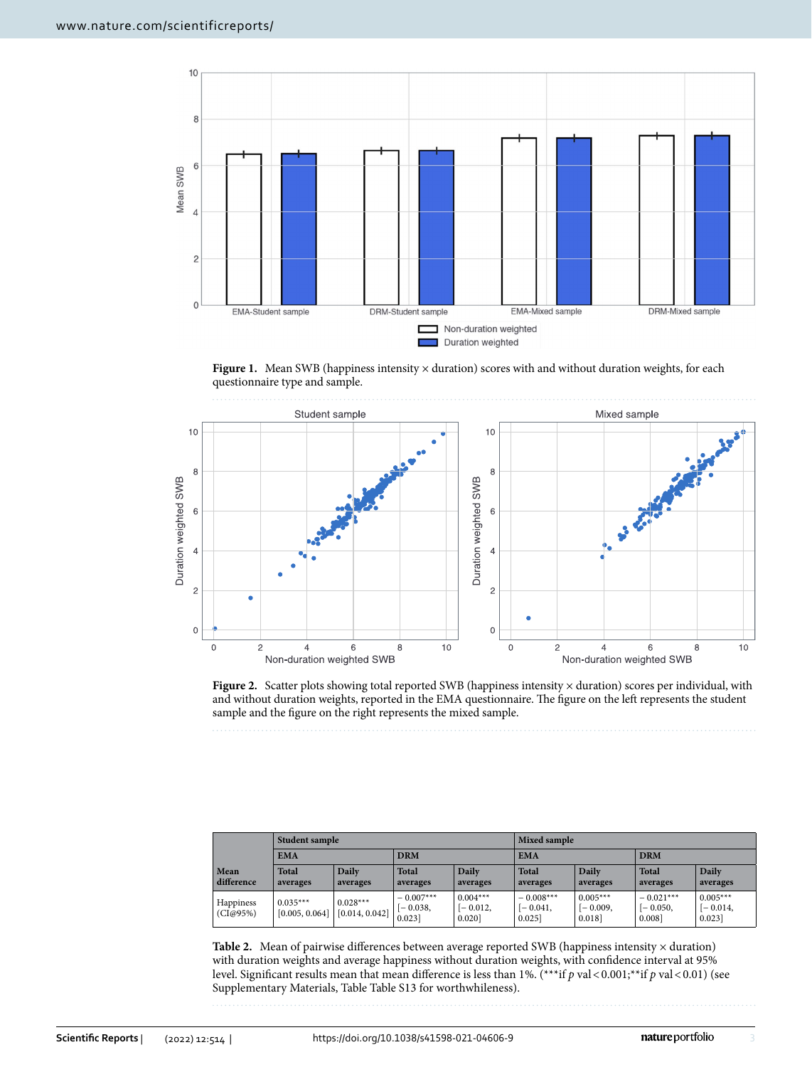**Figure 1.** Mean SWB (happiness intensity × duration) scores with and without duration weights, for each questionnaire type and sample.

**Figure 2.** Scatter plots showing total reported SWB (happiness intensity × duration) scores per individual, with and without duration weights, reported in the EMA questionnaire. The figure on the left represents the student sample and the figure on the right represents the mixed sample.

| Mean difference | Student sample | | | | Mixed sample | | | |
|---|---|---|---|---|---|---|---|---|
| | EMA | | DRM | | EMA | | DRM | |
| | Total averages | Daily averages | Total averages | Daily averages | Total averages | Daily averages | Total averages | Daily averages |
| Happiness (CI@95%) | 0.035*** [0.005, 0.064] | 0.028*** [0.014, 0.042] | − 0.007*** [− 0.038, 0.023] | 0.004*** [− 0.012, 0.020] | − 0.008*** [− 0.041, 0.025] | 0.005*** [− 0.009, 0.018] | − 0.021*** [− 0.050, 0.008] | 0.005*** [− 0.014, 0.023] |

**Table 2.** Mean of pairwise differences between average reported SWB (happiness intensity × duration) with duration weights and average happiness without duration weights, with confidence interval at 95% level. Significant results mean that mean difference is less than 1%. (***if $p$ val < 0.001;**if $p$ val < 0.01) (see Supplementary Materials, Table Table S13 for worthwhileness).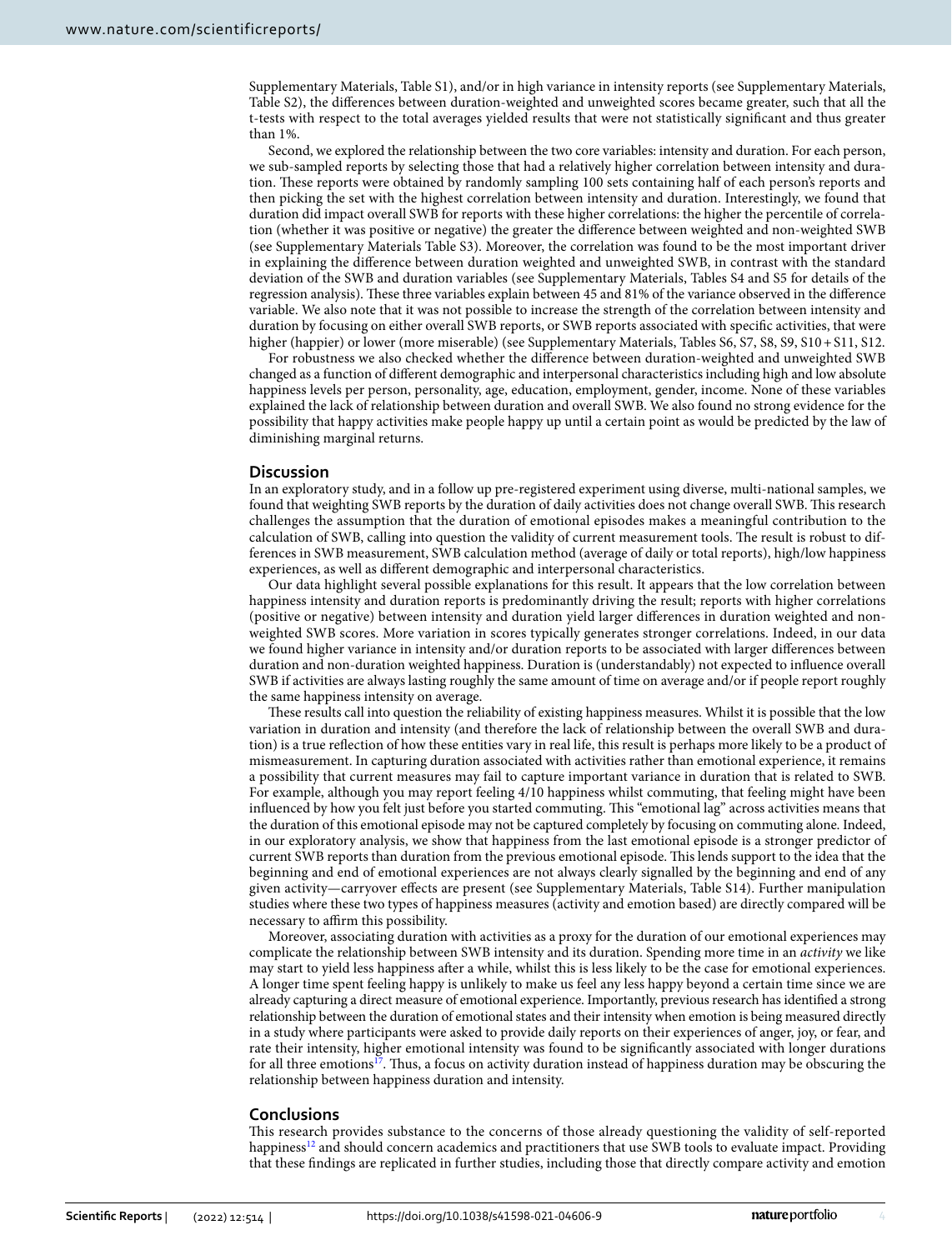Supplementary Materials, Table S1), and/or in high variance in intensity reports (see Supplementary Materials, Table S2), the differences between duration-weighted and unweighted scores became greater, such that all the t-tests with respect to the total averages yielded results that were not statistically significant and thus greater than 1%.

Second, we explored the relationship between the two core variables: intensity and duration. For each person, we sub-sampled reports by selecting those that had a relatively higher correlation between intensity and duration. These reports were obtained by randomly sampling 100 sets containing half of each person's reports and then picking the set with the highest correlation between intensity and duration. Interestingly, we found that duration did impact overall SWB for reports with these higher correlations: the higher the percentile of correlation (whether it was positive or negative) the greater the difference between weighted and non-weighted SWB (see Supplementary Materials Table S3). Moreover, the correlation was found to be the most important driver in explaining the difference between duration weighted and unweighted SWB, in contrast with the standard deviation of the SWB and duration variables (see Supplementary Materials, Tables S4 and S5 for details of the regression analysis). These three variables explain between 45 and 81% of the variance observed in the difference variable. We also note that it was not possible to increase the strength of the correlation between intensity and duration by focusing on either overall SWB reports, or SWB reports associated with specific activities, that were higher (happier) or lower (more miserable) (see Supplementary Materials, Tables S6, S7, S8, S9, S10 + S11, S12.

For robustness we also checked whether the difference between duration-weighted and unweighted SWB changed as a function of different demographic and interpersonal characteristics including high and low absolute happiness levels per person, personality, age, education, employment, gender, income. None of these variables explained the lack of relationship between duration and overall SWB. We also found no strong evidence for the possibility that happy activities make people happy up until a certain point as would be predicted by the law of diminishing marginal returns.

## Discussion

In an exploratory study, and in a follow up pre-registered experiment using diverse, multi-national samples, we found that weighting SWB reports by the duration of daily activities does not change overall SWB. This research challenges the assumption that the duration of emotional episodes makes a meaningful contribution to the calculation of SWB, calling into question the validity of current measurement tools. The result is robust to differences in SWB measurement, SWB calculation method (average of daily or total reports), high/low happiness experiences, as well as different demographic and interpersonal characteristics.

Our data highlight several possible explanations for this result. It appears that the low correlation between happiness intensity and duration reports is predominantly driving the result; reports with higher correlations (positive or negative) between intensity and duration yield larger differences in duration weighted and non-weighted SWB scores. More variation in scores typically generates stronger correlations. Indeed, in our data we found higher variance in intensity and/or duration reports to be associated with larger differences between duration and non-duration weighted happiness. Duration is (understandably) not expected to influence overall SWB if activities are always lasting roughly the same amount of time on average and/or if people report roughly the same happiness intensity on average.

These results call into question the reliability of existing happiness measures. Whilst it is possible that the low variation in duration and intensity (and therefore the lack of relationship between the overall SWB and duration) is a true reflection of how these entities vary in real life, this result is perhaps more likely to be a product of mismeasurement. In capturing duration associated with activities rather than emotional experience, it remains a possibility that current measures may fail to capture important variance in duration that is related to SWB. For example, although you may report feeling 4/10 happiness whilst commuting, that feeling might have been influenced by how you felt just before you started commuting. This "emotional lag" across activities means that the duration of this emotional episode may not be captured completely by focusing on commuting alone. Indeed, in our exploratory analysis, we show that happiness from the last emotional episode is a stronger predictor of current SWB reports than duration from the previous emotional episode. This lends support to the idea that the beginning and end of emotional experiences are not always clearly signalled by the beginning and end of any given activity—carryover effects are present (see Supplementary Materials, Table S14). Further manipulation studies where these two types of happiness measures (activity and emotion based) are directly compared will be necessary to affirm this possibility.

Moreover, associating duration with activities as a proxy for the duration of our emotional experiences may complicate the relationship between SWB intensity and its duration. Spending more time in an *activity* we like may start to yield less happiness after a while, whilst this is less likely to be the case for emotional experiences. A longer time spent feeling happy is unlikely to make us feel any less happy beyond a certain time since we are already capturing a direct measure of emotional experience. Importantly, previous research has identified a strong relationship between the duration of emotional states and their intensity when emotion is being measured directly in a study where participants were asked to provide daily reports on their experiences of anger, joy, or fear, and rate their intensity, higher emotional intensity was found to be significantly associated with longer durations for all three emotions[17]. Thus, a focus on activity duration instead of happiness duration may be obscuring the relationship between happiness duration and intensity.

## Conclusions

This research provides substance to the concerns of those already questioning the validity of self-reported happiness[12] and should concern academics and practitioners that use SWB tools to evaluate impact. Providing that these findings are replicated in further studies, including those that directly compare activity and emotion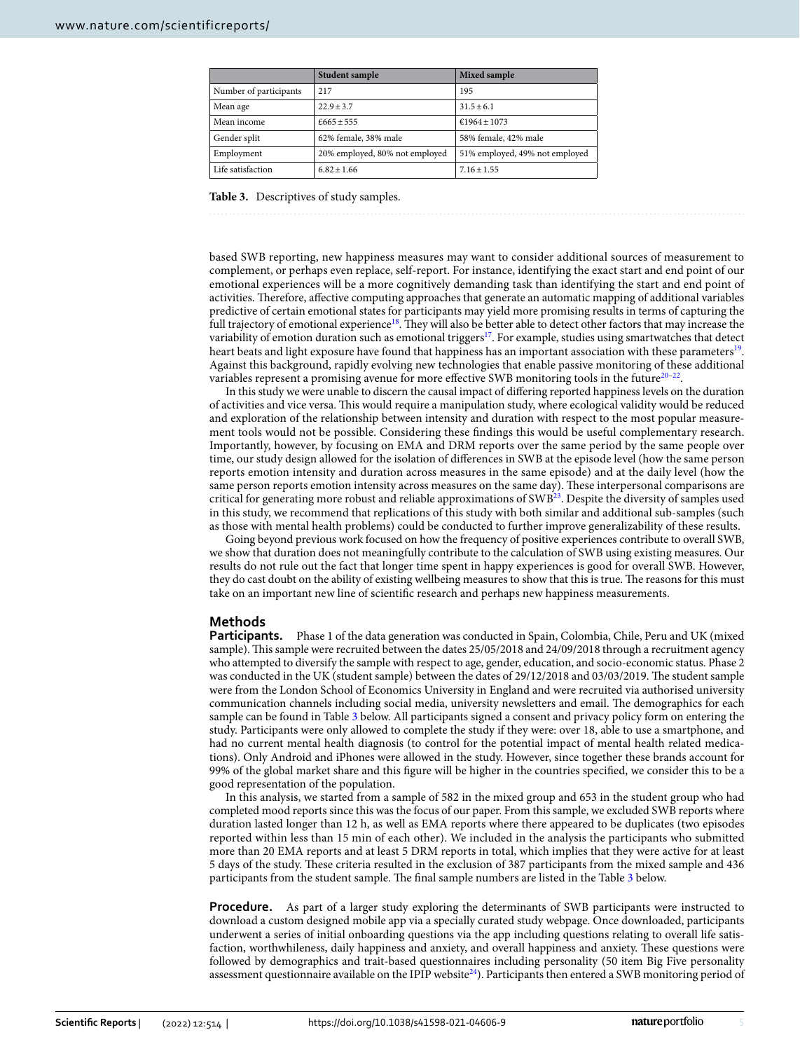|  | Student sample | Mixed sample |
| --- | --- | --- |
| Number of participants | 217 | 195 |
| Mean age | 22.9 ± 3.7 | 31.5 ± 6.1 |
| Mean income | £665 ± 555 | €1964 ± 1073 |
| Gender split | 62% female, 38% male | 58% female, 42% male |
| Employment | 20% employed, 80% not employed | 51% employed, 49% not employed |
| Life satisfaction | 6.82 ± 1.66 | 7.16 ± 1.55 |

**Table 3.** Descriptives of study samples.

based SWB reporting, new happiness measures may want to consider additional sources of measurement to complement, or perhaps even replace, self-report. For instance, identifying the exact start and end point of our emotional experiences will be a more cognitively demanding task than identifying the start and end point of activities. Therefore, affective computing approaches that generate an automatic mapping of additional variables predictive of certain emotional states for participants may yield more promising results in terms of capturing the full trajectory of emotional experience[18]. They will also be better able to detect other factors that may increase the variability of emotion duration such as emotional triggers[17]. For example, studies using smartwatches that detect heart beats and light exposure have found that happiness has an important association with these parameters[19]. Against this background, rapidly evolving new technologies that enable passive monitoring of these additional variables represent a promising avenue for more effective SWB monitoring tools in the future[20–22].

In this study we were unable to discern the causal impact of differing reported happiness levels on the duration of activities and vice versa. This would require a manipulation study, where ecological validity would be reduced and exploration of the relationship between intensity and duration with respect to the most popular measurement tools would not be possible. Considering these findings this would be useful complementary research. Importantly, however, by focusing on EMA and DRM reports over the same period by the same people over time, our study design allowed for the isolation of differences in SWB at the episode level (how the same person reports emotion intensity and duration across measures in the same episode) and at the daily level (how the same person reports emotion intensity across measures on the same day). These interpersonal comparisons are critical for generating more robust and reliable approximations of SWB[23]. Despite the diversity of samples used in this study, we recommend that replications of this study with both similar and additional sub-samples (such as those with mental health problems) could be conducted to further improve generalizability of these results.

Going beyond previous work focused on how the frequency of positive experiences contribute to overall SWB, we show that duration does not meaningfully contribute to the calculation of SWB using existing measures. Our results do not rule out the fact that longer time spent in happy experiences is good for overall SWB. However, they do cast doubt on the ability of existing wellbeing measures to show that this is true. The reasons for this must take on an important new line of scientific research and perhaps new happiness measurements.

## Methods

**Participants.** Phase 1 of the data generation was conducted in Spain, Colombia, Chile, Peru and UK (mixed sample). This sample were recruited between the dates 25/05/2018 and 24/09/2018 through a recruitment agency who attempted to diversify the sample with respect to age, gender, education, and socio-economic status. Phase 2 was conducted in the UK (student sample) between the dates of 29/12/2018 and 03/03/2019. The student sample were from the London School of Economics University in England and were recruited via authorised university communication channels including social media, university newsletters and email. The demographics for each sample can be found in Table 3 below. All participants signed a consent and privacy policy form on entering the study. Participants were only allowed to complete the study if they were: over 18, able to use a smartphone, and had no current mental health diagnosis (to control for the potential impact of mental health related medications). Only Android and iPhones were allowed in the study. However, since together these brands account for 99% of the global market share and this figure will be higher in the countries specified, we consider this to be a good representation of the population.

In this analysis, we started from a sample of 582 in the mixed group and 653 in the student group who had completed mood reports since this was the focus of our paper. From this sample, we excluded SWB reports where duration lasted longer than 12 h, as well as EMA reports where there appeared to be duplicates (two episodes reported within less than 15 min of each other). We included in the analysis the participants who submitted more than 20 EMA reports and at least 5 DRM reports in total, which implies that they were active for at least 5 days of the study. These criteria resulted in the exclusion of 387 participants from the mixed sample and 436 participants from the student sample. The final sample numbers are listed in the Table 3 below.

**Procedure.** As part of a larger study exploring the determinants of SWB participants were instructed to download a custom designed mobile app via a specially curated study webpage. Once downloaded, participants underwent a series of initial onboarding questions via the app including questions relating to overall life satisfaction, worthwhileness, daily happiness and anxiety, and overall happiness and anxiety. These questions were followed by demographics and trait-based questionnaires including personality (50 item Big Five personality assessment questionnaire available on the IPIP website[24]). Participants then entered a SWB monitoring period of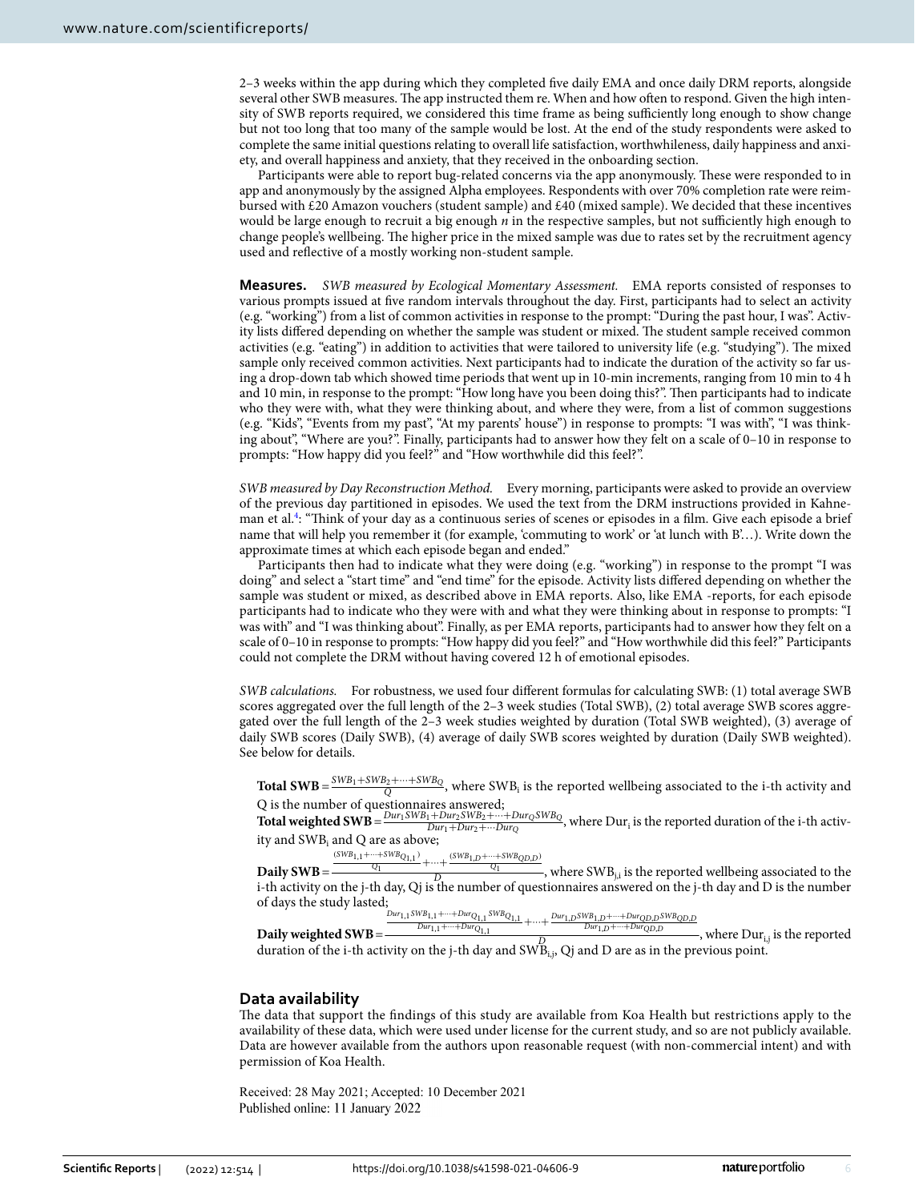2–3 weeks within the app during which they completed five daily EMA and once daily DRM reports, alongside several other SWB measures. The app instructed them re. When and how often to respond. Given the high intensity of SWB reports required, we considered this time frame as being sufficiently long enough to show change but not too long that too many of the sample would be lost. At the end of the study respondents were asked to complete the same initial questions relating to overall life satisfaction, worthwhileness, daily happiness and anxiety, and overall happiness and anxiety, that they received in the onboarding section.

Participants were able to report bug-related concerns via the app anonymously. These were responded to in app and anonymously by the assigned Alpha employees. Respondents with over 70% completion rate were reimbursed with £20 Amazon vouchers (student sample) and £40 (mixed sample). We decided that these incentives would be large enough to recruit a big enough $n$ in the respective samples, but not sufficiently high enough to change people's wellbeing. The higher price in the mixed sample was due to rates set by the recruitment agency used and reflective of a mostly working non-student sample.

**Measures.** *SWB measured by Ecological Momentary Assessment.* EMA reports consisted of responses to various prompts issued at five random intervals throughout the day. First, participants had to select an activity (e.g. "working") from a list of common activities in response to the prompt: "During the past hour, I was". Activity lists differed depending on whether the sample was student or mixed. The student sample received common activities (e.g. "eating") in addition to activities that were tailored to university life (e.g. "studying"). The mixed sample only received common activities. Next participants had to indicate the duration of the activity so far using a drop-down tab which showed time periods that went up in 10-min increments, ranging from 10 min to 4 h and 10 min, in response to the prompt: "How long have you been doing this?". Then participants had to indicate who they were with, what they were thinking about, and where they were, from a list of common suggestions (e.g. "Kids", "Events from my past", "At my parents' house") in response to prompts: "I was with", "I was thinking about", "Where are you?". Finally, participants had to answer how they felt on a scale of 0–10 in response to prompts: "How happy did you feel?" and "How worthwhile did this feel?".

*SWB measured by Day Reconstruction Method.* Every morning, participants were asked to provide an overview of the previous day partitioned in episodes. We used the text from the DRM instructions provided in Kahneman et al.[4]: "Think of your day as a continuous series of scenes or episodes in a film. Give each episode a brief name that will help you remember it (for example, 'commuting to work' or 'at lunch with B'…). Write down the approximate times at which each episode began and ended."

Participants then had to indicate what they were doing (e.g. "working") in response to the prompt "I was doing" and select a "start time" and "end time" for the episode. Activity lists differed depending on whether the sample was student or mixed, as described above in EMA reports. Also, like EMA -reports, for each episode participants had to indicate who they were with and what they were thinking about in response to prompts: "I was with" and "I was thinking about". Finally, as per EMA reports, participants had to answer how they felt on a scale of 0–10 in response to prompts: "How happy did you feel?" and "How worthwhile did this feel?" Participants could not complete the DRM without having covered 12 h of emotional episodes.

*SWB calculations.* For robustness, we used four different formulas for calculating SWB: (1) total average SWB scores aggregated over the full length of the 2–3 week studies (Total SWB), (2) total average SWB scores aggregated over the full length of the 2–3 week studies weighted by duration (Total SWB weighted), (3) average of daily SWB scores (Daily SWB), (4) average of daily SWB scores weighted by duration (Daily SWB weighted). See below for details.

**Total SWB** $= \frac{SWB_1 + SWB_2 + \cdots + SWB_Q}{Q}$, where $SWB_i$ is the reported wellbeing associated to the i-th activity and Q is the number of questionnaires answered;

**Total weighted SWB** $= \frac{Dur_1 SWB_1 + Dur_2 SWB_2 + \cdots + Dur_Q SWB_Q}{Dur_1 + Dur_2 + \cdots Dur_Q}$, where $Dur_i$ is the reported duration of the i-th activity and $SWB_i$ and Q are as above;

**Daily SWB** $= \frac{\frac{(SWB_{1,1} + \cdots + SWB_{Q_1,1})}{Q_1} + \cdots + \frac{(SWB_{1,D} + \cdots + SWB_{QD,D})}{Q_1}}{D}$, where $SWB_{j,i}$ is the reported wellbeing associated to the i-th activity on the j-th day, Qj is the number of questionnaires answered on the j-th day and D is the number of days the study lasted;

**Daily weighted SWB** $= \frac{\frac{Dur_{1,1} SWB_{1,1} + \cdots + Dur_{Q_{1,1}} SWB_{Q_{1,1}}}{Dur_{1,1} + \cdots + Dur_{Q_{1,1}}} + \cdots + \frac{Dur_{1,D} SWB_{1,D} + \cdots + Dur_{QD,D} SWB_{QD,D}}{Dur_{1,D} + \cdots + Dur_{QD,D}}}{D}$, where $Dur_{i,j}$ is the reported duration of the i-th activity on the j-th day and $SWB_{i,j}$, Qj and D are as in the previous point.

## Data availability

The data that support the findings of this study are available from Koa Health but restrictions apply to the availability of these data, which were used under license for the current study, and so are not publicly available. Data are however available from the authors upon reasonable request (with non-commercial intent) and with permission of Koa Health.

Received: 28 May 2021; Accepted: 10 December 2021
Published online: 11 January 2022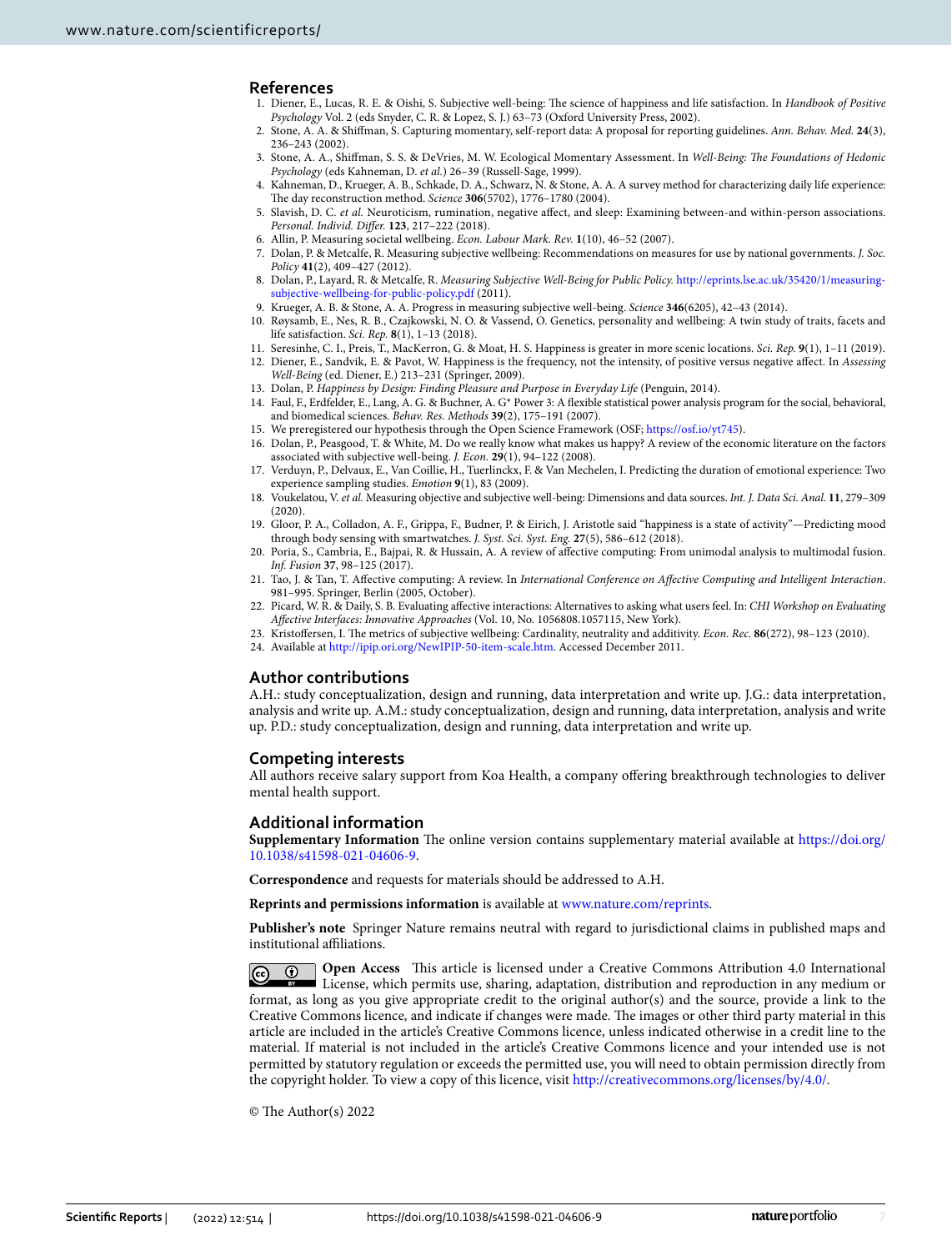## References

1. Diener, E., Lucas, R. E. & Oishi, S. Subjective well-being: The science of happiness and life satisfaction. In *Handbook of Positive Psychology* Vol. 2 (eds Snyder, C. R. & Lopez, S. J.) 63–73 (Oxford University Press, 2002).
2. Stone, A. A. & Shiffman, S. Capturing momentary, self-report data: A proposal for reporting guidelines. *Ann. Behav. Med.* **24**(3), 236–243 (2002).
3. Stone, A. A., Shiffman, S. S. & DeVries, M. W. Ecological Momentary Assessment. In *Well-Being: The Foundations of Hedonic Psychology* (eds Kahneman, D. *et al.*) 26–39 (Russell-Sage, 1999).
4. Kahneman, D., Krueger, A. B., Schkade, D. A., Schwarz, N. & Stone, A. A. A survey method for characterizing daily life experience: The day reconstruction method. *Science* **306**(5702), 1776–1780 (2004).
5. Slavish, D. C. *et al.* Neuroticism, rumination, negative affect, and sleep: Examining between-and within-person associations. *Personal. Individ. Differ.* **123**, 217–222 (2018).
6. Allin, P. Measuring societal wellbeing. *Econ. Labour Mark. Rev.* **1**(10), 46–52 (2007).
7. Dolan, P. & Metcalfe, R. Measuring subjective wellbeing: Recommendations on measures for use by national governments. *J. Soc. Policy* **41**(2), 409–427 (2012).
8. Dolan, P., Layard, R. & Metcalfe, R. *Measuring Subjective Well-Being for Public Policy.* http://eprints.lse.ac.uk/35420/1/measuring-subjective-wellbeing-for-public-policy.pdf (2011).
9. Krueger, A. B. & Stone, A. A. Progress in measuring subjective well-being. *Science* **346**(6205), 42–43 (2014).
10. Røysamb, E., Nes, R. B., Czajkowski, N. O. & Vassend, O. Genetics, personality and wellbeing: A twin study of traits, facets and life satisfaction. *Sci. Rep.* **8**(1), 1–13 (2018).
11. Seresinhe, C. I., Preis, T., MacKerron, G. & Moat, H. S. Happiness is greater in more scenic locations. *Sci. Rep.* **9**(1), 1–11 (2019).
12. Diener, E., Sandvik, E. & Pavot, W. Happiness is the frequency, not the intensity, of positive versus negative affect. In *Assessing Well-Being* (ed. Diener, E.) 213–231 (Springer, 2009).
13. Dolan, P. *Happiness by Design: Finding Pleasure and Purpose in Everyday Life* (Penguin, 2014).
14. Faul, F., Erdfelder, E., Lang, A. G. & Buchner, A. G* Power 3: A flexible statistical power analysis program for the social, behavioral, and biomedical sciences. *Behav. Res. Methods* **39**(2), 175–191 (2007).
15. We preregistered our hypothesis through the Open Science Framework (OSF; https://osf.io/yt745).
16. Dolan, P., Peasgood, T. & White, M. Do we really know what makes us happy? A review of the economic literature on the factors associated with subjective well-being. *J. Econ.* **29**(1), 94–122 (2008).
17. Verduyn, P., Delvaux, E., Van Coillie, H., Tuerlinckx, F. & Van Mechelen, I. Predicting the duration of emotional experience: Two experience sampling studies. *Emotion* **9**(1), 83 (2009).
18. Voukelatou, V. *et al.* Measuring objective and subjective well-being: Dimensions and data sources. *Int. J. Data Sci. Anal.* **11**, 279–309 (2020).
19. Gloor, P. A., Colladon, A. F., Grippa, F., Budner, P. & Eirich, J. Aristotle said "happiness is a state of activity"—Predicting mood through body sensing with smartwatches. *J. Syst. Sci. Syst. Eng.* **27**(5), 586–612 (2018).
20. Poria, S., Cambria, E., Bajpai, R. & Hussain, A. A review of affective computing: From unimodal analysis to multimodal fusion. *Inf. Fusion* **37**, 98–125 (2017).
21. Tao, J. & Tan, T. Affective computing: A review. In *International Conference on Affective Computing and Intelligent Interaction*. 981–995. Springer, Berlin (2005, October).
22. Picard, W. R. & Daily, S. B. Evaluating affective interactions: Alternatives to asking what users feel. In: *CHI Workshop on Evaluating Affective Interfaces: Innovative Approaches* (Vol. 10, No. 1056808.1057115, New York).
23. Kristoffersen, I. The metrics of subjective wellbeing: Cardinality, neutrality and additivity. *Econ. Rec.* **86**(272), 98–123 (2010).
24. Available at http://ipip.ori.org/NewIPIP-50-item-scale.htm. Accessed December 2011.

## Author contributions

A.H.: study conceptualization, design and running, data interpretation and write up. J.G.: data interpretation, analysis and write up. A.M.: study conceptualization, design and running, data interpretation, analysis and write up. P.D.: study conceptualization, design and running, data interpretation and write up.

## Competing interests

All authors receive salary support from Koa Health, a company offering breakthrough technologies to deliver mental health support.

## Additional information

**Supplementary Information** The online version contains supplementary material available at https://doi.org/10.1038/s41598-021-04606-9.

**Correspondence** and requests for materials should be addressed to A.H.

**Reprints and permissions information** is available at www.nature.com/reprints.

**Publisher's note** Springer Nature remains neutral with regard to jurisdictional claims in published maps and institutional affiliations.

**Open Access** This article is licensed under a Creative Commons Attribution 4.0 International License, which permits use, sharing, adaptation, distribution and reproduction in any medium or format, as long as you give appropriate credit to the original author(s) and the source, provide a link to the Creative Commons licence, and indicate if changes were made. The images or other third party material in this article are included in the article's Creative Commons licence, unless indicated otherwise in a credit line to the material. If material is not included in the article's Creative Commons licence and your intended use is not permitted by statutory regulation or exceeds the permitted use, you will need to obtain permission directly from the copyright holder. To view a copy of this licence, visit http://creativecommons.org/licenses/by/4.0/.

© The Author(s) 2022